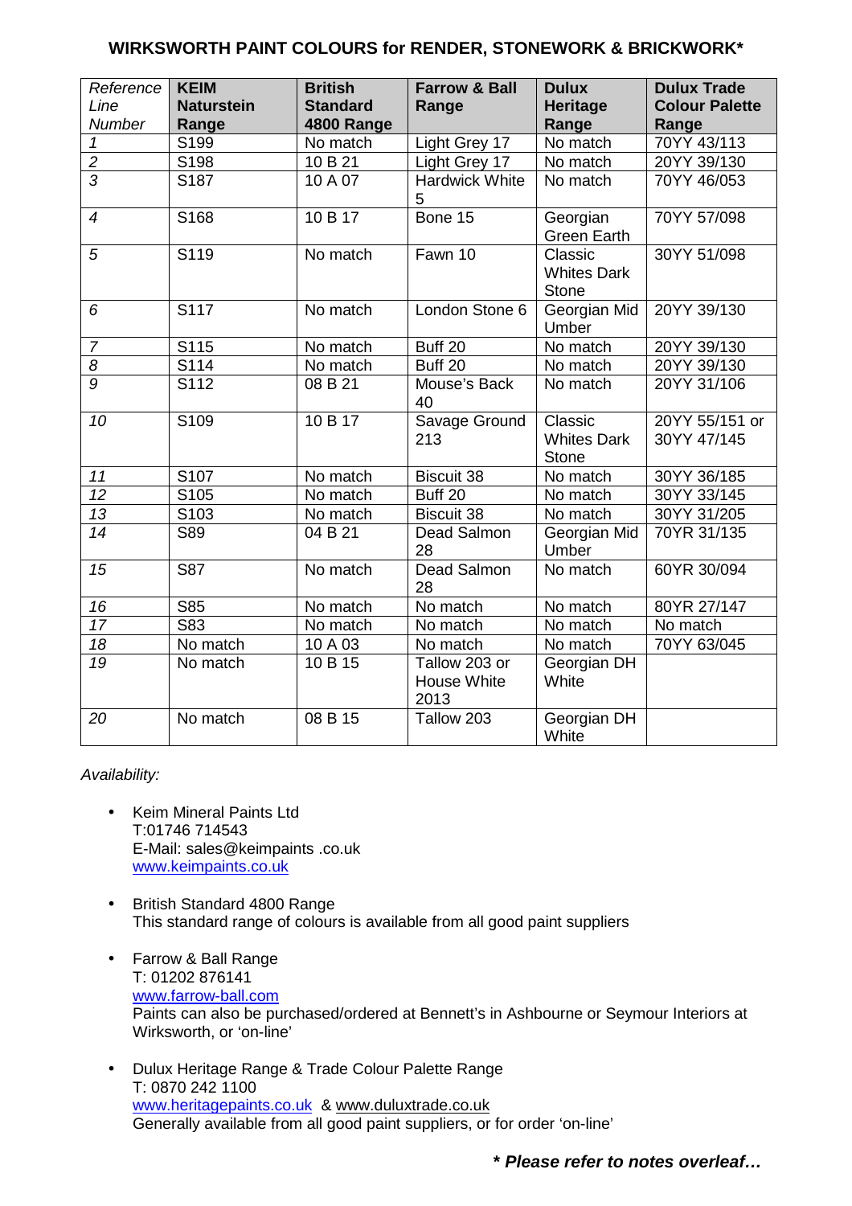# WIRKSWORTH PAINT COLOURS for RENDER, STONEWORK & BRICKWORK*

| *Reference Line Number* | **KEIM Naturstein Range** | **British Standard 4800 Range** | **Farrow & Ball Range** | **Dulux Heritage Range** | **Dulux Trade Colour Palette Range** |
|---|---|---|---|---|---|
| *1* | S199 | No match | Light Grey 17 | No match | 70YY 43/113 |
| *2* | S198 | 10 B 21 | Light Grey 17 | No match | 20YY 39/130 |
| *3* | S187 | 10 A 07 | Hardwick White 5 | No match | 70YY 46/053 |
| *4* | S168 | 10 B 17 | Bone 15 | Georgian Green Earth | 70YY 57/098 |
| *5* | S119 | No match | Fawn 10 | Classic Whites Dark Stone | 30YY 51/098 |
| *6* | S117 | No match | London Stone 6 | Georgian Mid Umber | 20YY 39/130 |
| *7* | S115 | No match | Buff 20 | No match | 20YY 39/130 |
| *8* | S114 | No match | Buff 20 | No match | 20YY 39/130 |
| *9* | S112 | 08 B 21 | Mouse's Back 40 | No match | 20YY 31/106 |
| *10* | S109 | 10 B 17 | Savage Ground 213 | Classic Whites Dark Stone | 20YY 55/151 or 30YY 47/145 |
| *11* | S107 | No match | Biscuit 38 | No match | 30YY 36/185 |
| *12* | S105 | No match | Buff 20 | No match | 30YY 33/145 |
| *13* | S103 | No match | Biscuit 38 | No match | 30YY 31/205 |
| *14* | S89 | 04 B 21 | Dead Salmon 28 | Georgian Mid Umber | 70YR 31/135 |
| *15* | S87 | No match | Dead Salmon 28 | No match | 60YR 30/094 |
| *16* | S85 | No match | No match | No match | 80YR 27/147 |
| *17* | S83 | No match | No match | No match | No match |
| *18* | No match | 10 A 03 | No match | No match | 70YY 63/045 |
| *19* | No match | 10 B 15 | Tallow 203 or House White 2013 | Georgian DH White | |
| *20* | No match | 08 B 15 | Tallow 203 | Georgian DH White | |

*Availability:*

- Keim Mineral Paints Ltd
  T:01746 714543
  E-Mail: sales@keimpaints .co.uk
  www.keimpaints.co.uk

- British Standard 4800 Range
  This standard range of colours is available from all good paint suppliers

- Farrow & Ball Range
  T: 01202 876141
  www.farrow-ball.com
  Paints can also be purchased/ordered at Bennett's in Ashbourne or Seymour Interiors at Wirksworth, or 'on-line'

- Dulux Heritage Range & Trade Colour Palette Range
  T: 0870 242 1100
  www.heritagepaints.co.uk & www.duluxtrade.co.uk
  Generally available from all good paint suppliers, or for order 'on-line'

***\* Please refer to notes overleaf…***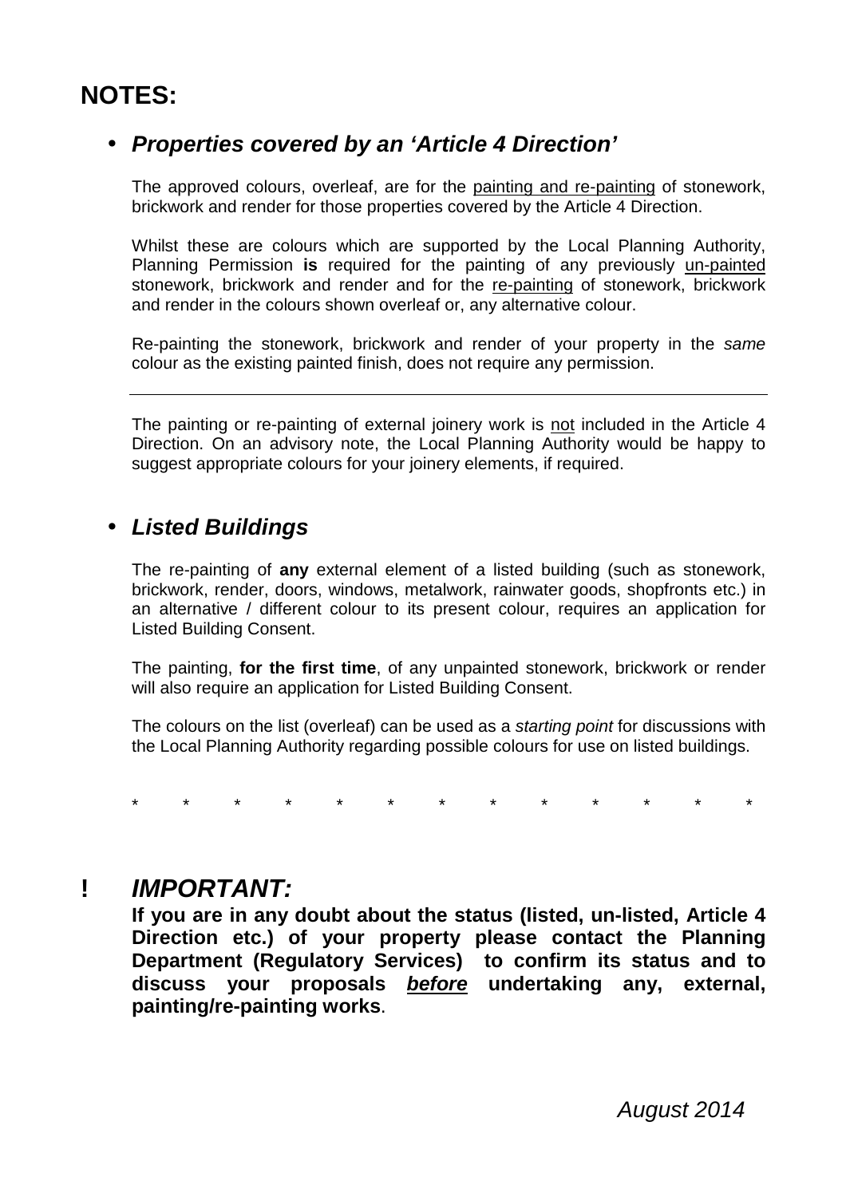# NOTES:

- ***Properties covered by an 'Article 4 Direction'***

  The approved colours, overleaf, are for the <u>painting and re-painting</u> of stonework, brickwork and render for those properties covered by the Article 4 Direction.

  Whilst these are colours which are supported by the Local Planning Authority, Planning Permission **is** required for the painting of any previously <u>un-painted</u> stonework, brickwork and render and for the <u>re-painting</u> of stonework, brickwork and render in the colours shown overleaf or, any alternative colour.

  Re-painting the stonework, brickwork and render of your property in the *same* colour as the existing painted finish, does not require any permission.

  ---

  The painting or re-painting of external joinery work is <u>not</u> included in the Article 4 Direction. On an advisory note, the Local Planning Authority would be happy to suggest appropriate colours for your joinery elements, if required.

- ***Listed Buildings***

  The re-painting of **any** external element of a listed building (such as stonework, brickwork, render, doors, windows, metalwork, rainwater goods, shopfronts etc.) in an alternative / different colour to its present colour, requires an application for Listed Building Consent.

  The painting, **for the first time**, of any unpainted stonework, brickwork or render will also require an application for Listed Building Consent.

  The colours on the list (overleaf) can be used as a *starting point* for discussions with the Local Planning Authority regarding possible colours for use on listed buildings.

\* \* \* \* \* \* \* \* \* \* \* \* \*

## ! *IMPORTANT:*

**If you are in any doubt about the status (listed, un-listed, Article 4 Direction etc.) of your property please contact the Planning Department (Regulatory Services) to confirm its status and to discuss your proposals *<u>before</u>* undertaking any, external, painting/re-painting works**.

*August 2014*